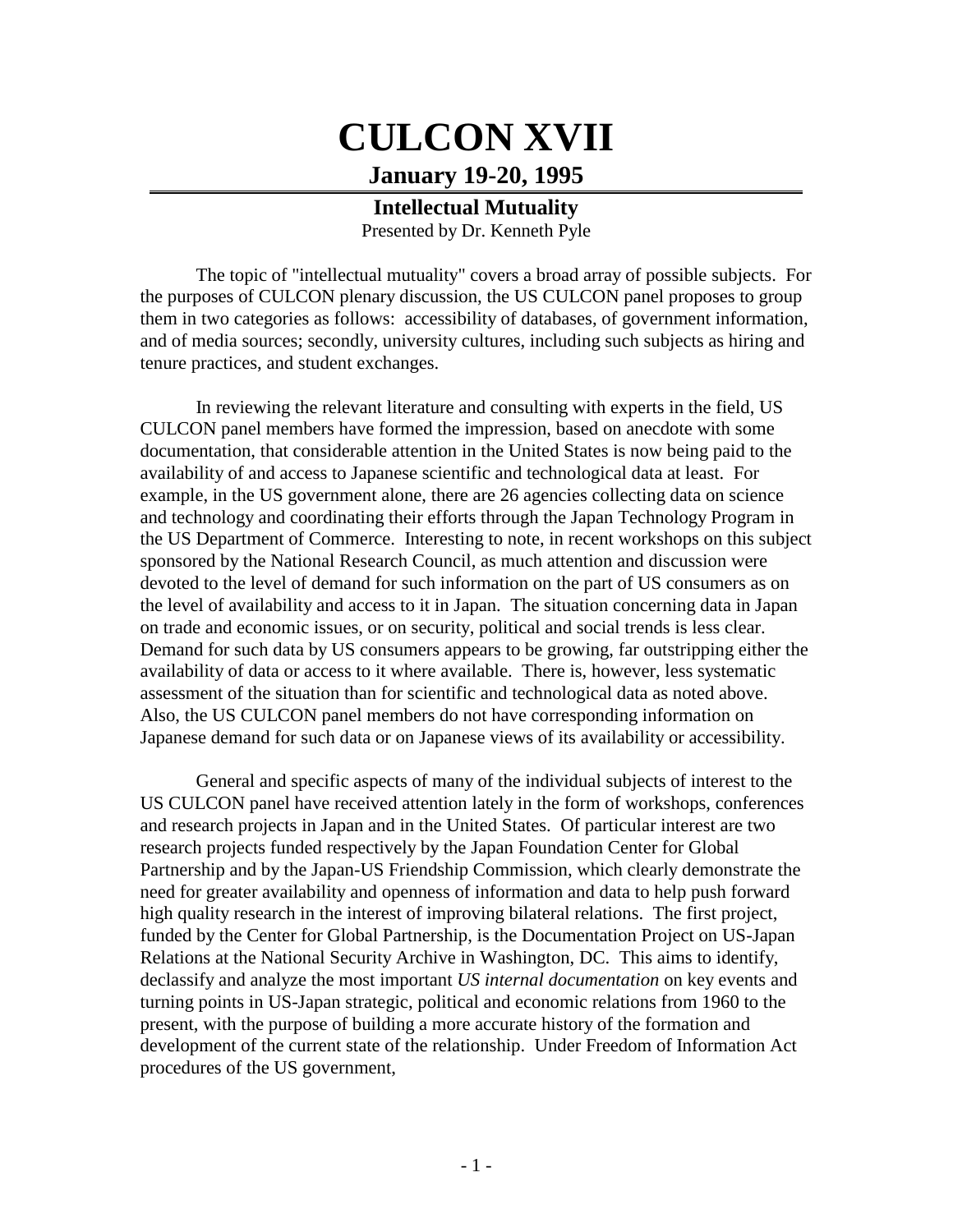# CULCON XVII

## January 19-20, 1995

### Intellectual Mutuality

Presented by Dr. Kenneth Pyle

The topic of "intellectual mutuality" covers a broad array of possible subjects. For the purposes of CULCON plenary discussion, the US CULCON panel proposes to group them in two categories as follows: accessibility of databases, of government information, and of media sources; secondly, university cultures, including such subjects as hiring and tenure practices, and student exchanges.

In reviewing the relevant literature and consulting with experts in the field, US CULCON panel members have formed the impression, based on anecdote with some documentation, that considerable attention in the United States is now being paid to the availability of and access to Japanese scientific and technological data at least. For example, in the US government alone, there are 26 agencies collecting data on science and technology and coordinating their efforts through the Japan Technology Program in the US Department of Commerce. Interesting to note, in recent workshops on this subject sponsored by the National Research Council, as much attention and discussion were devoted to the level of demand for such information on the part of US consumers as on the level of availability and access to it in Japan. The situation concerning data in Japan on trade and economic issues, or on security, political and social trends is less clear. Demand for such data by US consumers appears to be growing, far outstripping either the availability of data or access to it where available. There is, however, less systematic assessment of the situation than for scientific and technological data as noted above. Also, the US CULCON panel members do not have corresponding information on Japanese demand for such data or on Japanese views of its availability or accessibility.

General and specific aspects of many of the individual subjects of interest to the US CULCON panel have received attention lately in the form of workshops, conferences and research projects in Japan and in the United States. Of particular interest are two research projects funded respectively by the Japan Foundation Center for Global Partnership and by the Japan-US Friendship Commission, which clearly demonstrate the need for greater availability and openness of information and data to help push forward high quality research in the interest of improving bilateral relations. The first project, funded by the Center for Global Partnership, is the Documentation Project on US-Japan Relations at the National Security Archive in Washington, DC. This aims to identify, declassify and analyze the most important *US internal documentation* on key events and turning points in US-Japan strategic, political and economic relations from 1960 to the present, with the purpose of building a more accurate history of the formation and development of the current state of the relationship. Under Freedom of Information Act procedures of the US government,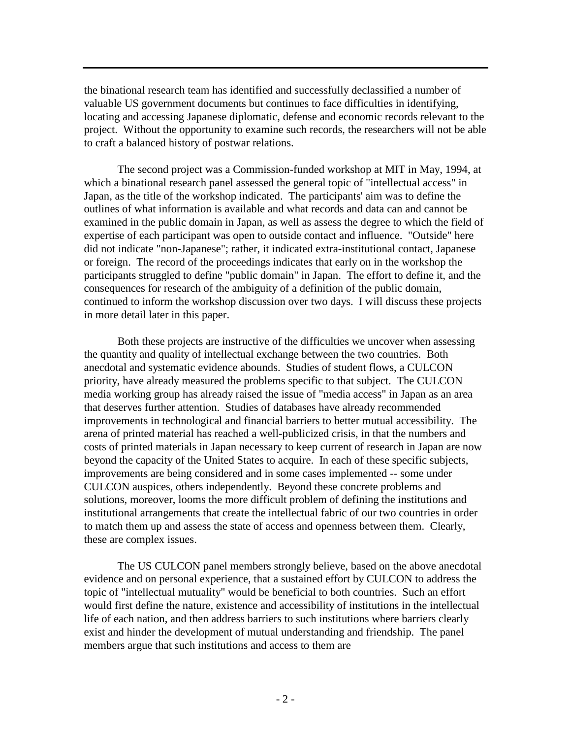the binational research team has identified and successfully declassified a number of valuable US government documents but continues to face difficulties in identifying, locating and accessing Japanese diplomatic, defense and economic records relevant to the project. Without the opportunity to examine such records, the researchers will not be able to craft a balanced history of postwar relations.

The second project was a Commission-funded workshop at MIT in May, 1994, at which a binational research panel assessed the general topic of "intellectual access" in Japan, as the title of the workshop indicated. The participants' aim was to define the outlines of what information is available and what records and data can and cannot be examined in the public domain in Japan, as well as assess the degree to which the field of expertise of each participant was open to outside contact and influence. "Outside" here did not indicate "non-Japanese"; rather, it indicated extra-institutional contact, Japanese or foreign. The record of the proceedings indicates that early on in the workshop the participants struggled to define "public domain" in Japan. The effort to define it, and the consequences for research of the ambiguity of a definition of the public domain, continued to inform the workshop discussion over two days. I will discuss these projects in more detail later in this paper.

Both these projects are instructive of the difficulties we uncover when assessing the quantity and quality of intellectual exchange between the two countries. Both anecdotal and systematic evidence abounds. Studies of student flows, a CULCON priority, have already measured the problems specific to that subject. The CULCON media working group has already raised the issue of "media access" in Japan as an area that deserves further attention. Studies of databases have already recommended improvements in technological and financial barriers to better mutual accessibility. The arena of printed material has reached a well-publicized crisis, in that the numbers and costs of printed materials in Japan necessary to keep current of research in Japan are now beyond the capacity of the United States to acquire. In each of these specific subjects, improvements are being considered and in some cases implemented -- some under CULCON auspices, others independently. Beyond these concrete problems and solutions, moreover, looms the more difficult problem of defining the institutions and institutional arrangements that create the intellectual fabric of our two countries in order to match them up and assess the state of access and openness between them. Clearly, these are complex issues.

The US CULCON panel members strongly believe, based on the above anecdotal evidence and on personal experience, that a sustained effort by CULCON to address the topic of "intellectual mutuality" would be beneficial to both countries. Such an effort would first define the nature, existence and accessibility of institutions in the intellectual life of each nation, and then address barriers to such institutions where barriers clearly exist and hinder the development of mutual understanding and friendship. The panel members argue that such institutions and access to them are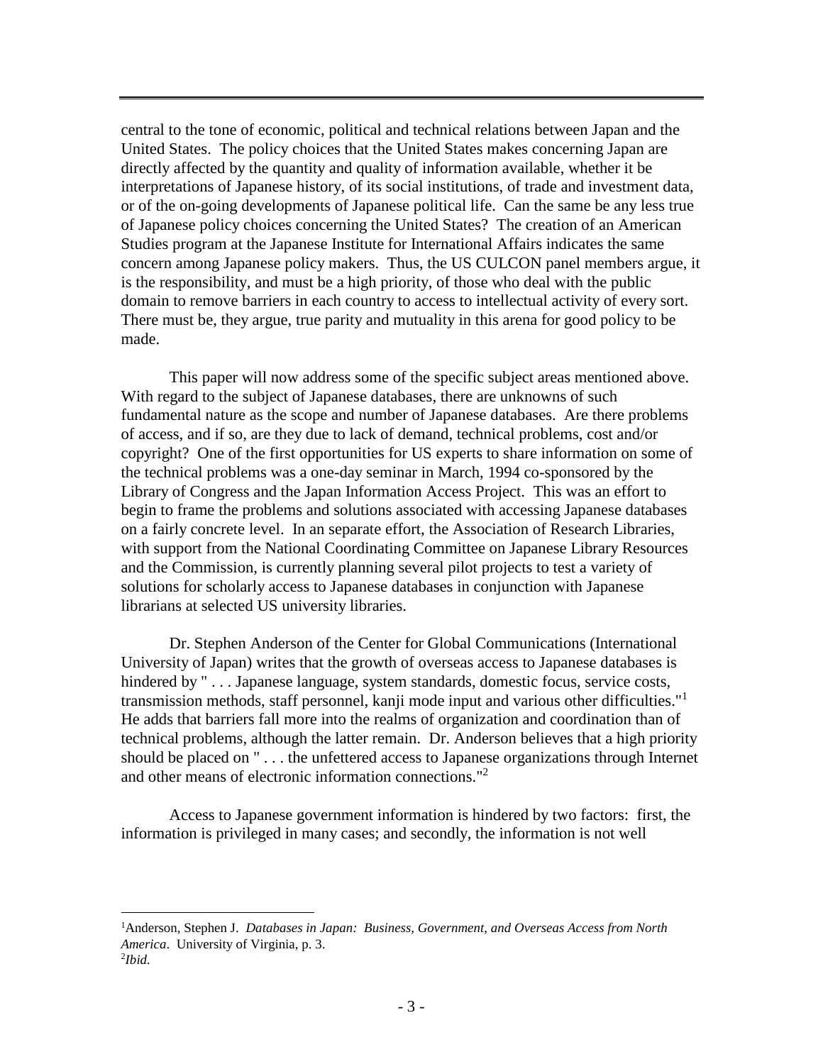central to the tone of economic, political and technical relations between Japan and the United States. The policy choices that the United States makes concerning Japan are directly affected by the quantity and quality of information available, whether it be interpretations of Japanese history, of its social institutions, of trade and investment data, or of the on-going developments of Japanese political life. Can the same be any less true of Japanese policy choices concerning the United States? The creation of an American Studies program at the Japanese Institute for International Affairs indicates the same concern among Japanese policy makers. Thus, the US CULCON panel members argue, it is the responsibility, and must be a high priority, of those who deal with the public domain to remove barriers in each country to access to intellectual activity of every sort. There must be, they argue, true parity and mutuality in this arena for good policy to be made.

This paper will now address some of the specific subject areas mentioned above. With regard to the subject of Japanese databases, there are unknowns of such fundamental nature as the scope and number of Japanese databases. Are there problems of access, and if so, are they due to lack of demand, technical problems, cost and/or copyright? One of the first opportunities for US experts to share information on some of the technical problems was a one-day seminar in March, 1994 co-sponsored by the Library of Congress and the Japan Information Access Project. This was an effort to begin to frame the problems and solutions associated with accessing Japanese databases on a fairly concrete level. In an separate effort, the Association of Research Libraries, with support from the National Coordinating Committee on Japanese Library Resources and the Commission, is currently planning several pilot projects to test a variety of solutions for scholarly access to Japanese databases in conjunction with Japanese librarians at selected US university libraries.

Dr. Stephen Anderson of the Center for Global Communications (International University of Japan) writes that the growth of overseas access to Japanese databases is hindered by " . . . Japanese language, system standards, domestic focus, service costs, transmission methods, staff personnel, kanji mode input and various other difficulties."[1] He adds that barriers fall more into the realms of organization and coordination than of technical problems, although the latter remain. Dr. Anderson believes that a high priority should be placed on " . . . the unfettered access to Japanese organizations through Internet and other means of electronic information connections."[2]

Access to Japanese government information is hindered by two factors: first, the information is privileged in many cases; and secondly, the information is not well

---

[1]Anderson, Stephen J. *Databases in Japan: Business, Government, and Overseas Access from North America*. University of Virginia, p. 3.

[2]*Ibid.*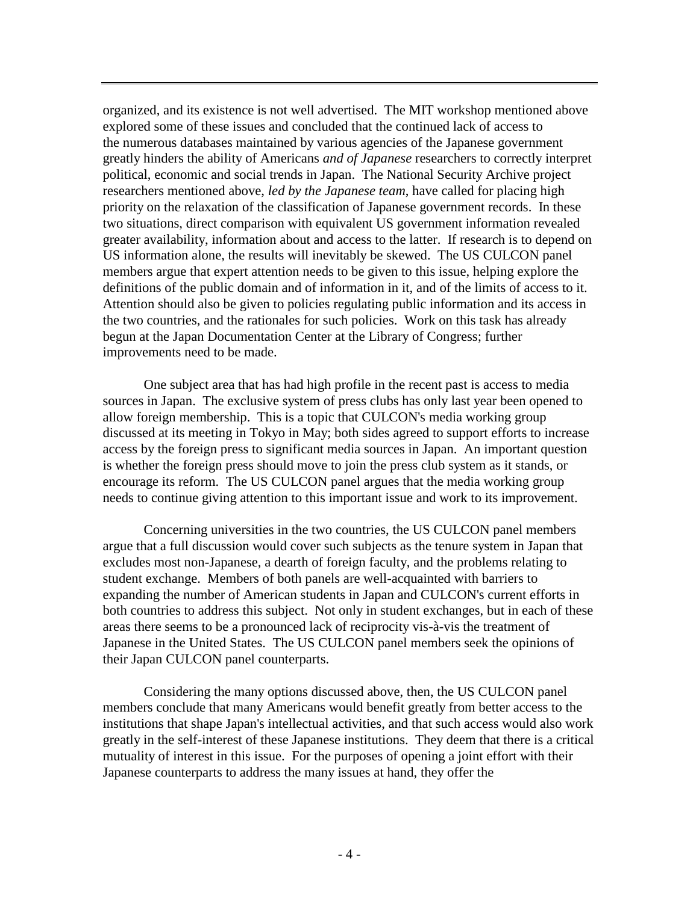organized, and its existence is not well advertised. The MIT workshop mentioned above explored some of these issues and concluded that the continued lack of access to the numerous databases maintained by various agencies of the Japanese government greatly hinders the ability of Americans *and of Japanese* researchers to correctly interpret political, economic and social trends in Japan. The National Security Archive project researchers mentioned above, *led by the Japanese team*, have called for placing high priority on the relaxation of the classification of Japanese government records. In these two situations, direct comparison with equivalent US government information revealed greater availability, information about and access to the latter. If research is to depend on US information alone, the results will inevitably be skewed. The US CULCON panel members argue that expert attention needs to be given to this issue, helping explore the definitions of the public domain and of information in it, and of the limits of access to it. Attention should also be given to policies regulating public information and its access in the two countries, and the rationales for such policies. Work on this task has already begun at the Japan Documentation Center at the Library of Congress; further improvements need to be made.

One subject area that has had high profile in the recent past is access to media sources in Japan. The exclusive system of press clubs has only last year been opened to allow foreign membership. This is a topic that CULCON's media working group discussed at its meeting in Tokyo in May; both sides agreed to support efforts to increase access by the foreign press to significant media sources in Japan. An important question is whether the foreign press should move to join the press club system as it stands, or encourage its reform. The US CULCON panel argues that the media working group needs to continue giving attention to this important issue and work to its improvement.

Concerning universities in the two countries, the US CULCON panel members argue that a full discussion would cover such subjects as the tenure system in Japan that excludes most non-Japanese, a dearth of foreign faculty, and the problems relating to student exchange. Members of both panels are well-acquainted with barriers to expanding the number of American students in Japan and CULCON's current efforts in both countries to address this subject. Not only in student exchanges, but in each of these areas there seems to be a pronounced lack of reciprocity vis-à-vis the treatment of Japanese in the United States. The US CULCON panel members seek the opinions of their Japan CULCON panel counterparts.

Considering the many options discussed above, then, the US CULCON panel members conclude that many Americans would benefit greatly from better access to the institutions that shape Japan's intellectual activities, and that such access would also work greatly in the self-interest of these Japanese institutions. They deem that there is a critical mutuality of interest in this issue. For the purposes of opening a joint effort with their Japanese counterparts to address the many issues at hand, they offer the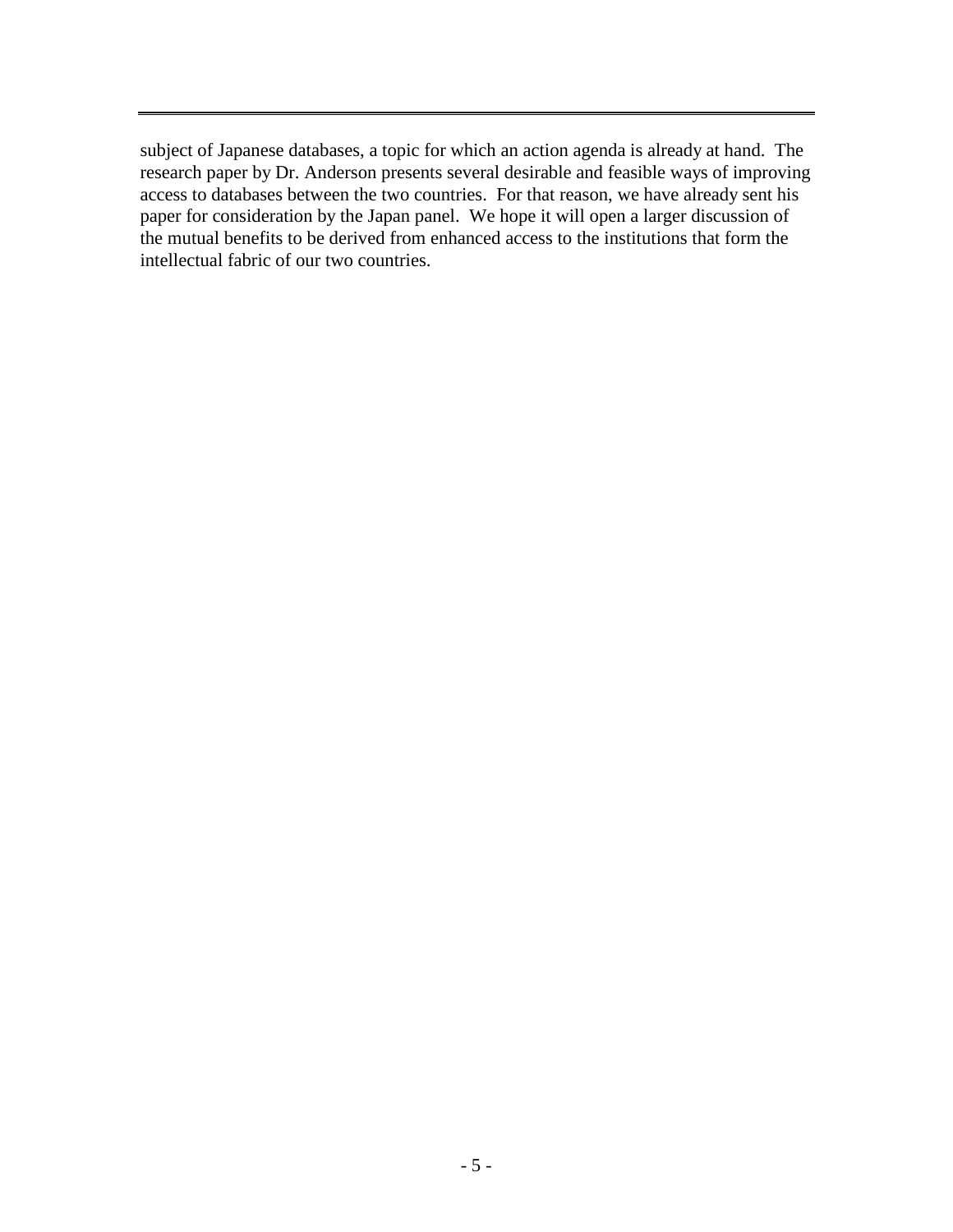subject of Japanese databases, a topic for which an action agenda is already at hand. The research paper by Dr. Anderson presents several desirable and feasible ways of improving access to databases between the two countries. For that reason, we have already sent his paper for consideration by the Japan panel. We hope it will open a larger discussion of the mutual benefits to be derived from enhanced access to the institutions that form the intellectual fabric of our two countries.